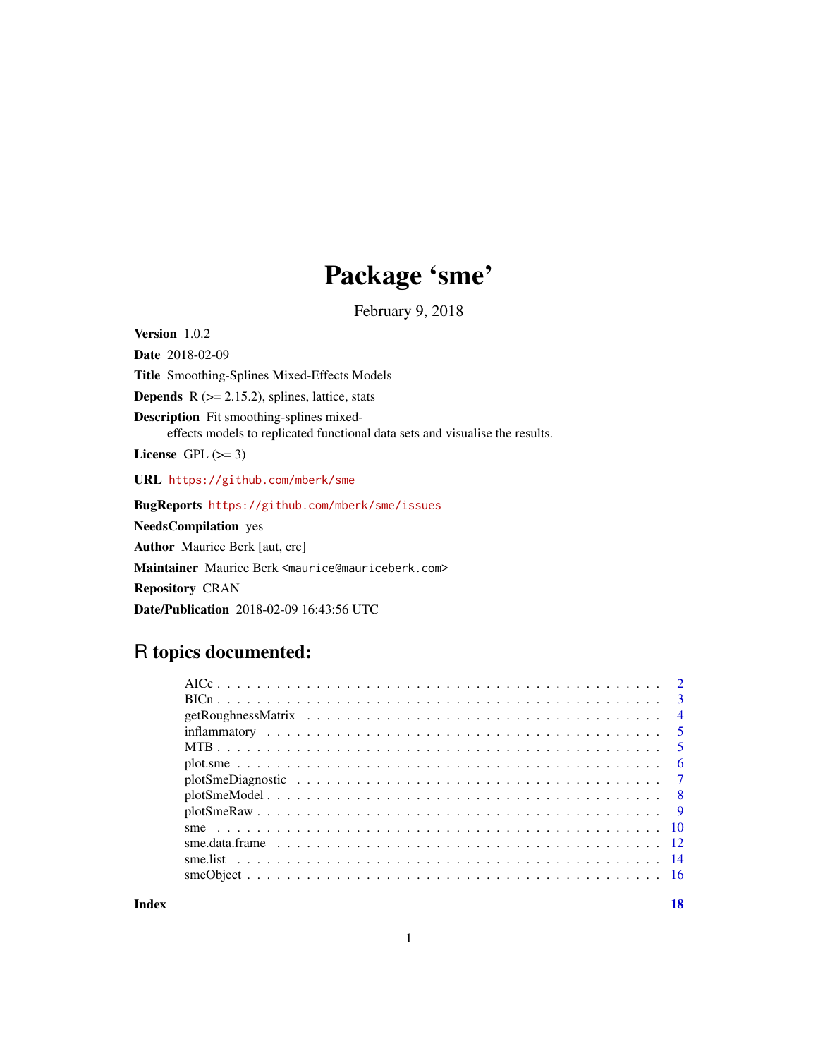# Package 'sme'

February 9, 2018

**Version** 1.0.2

**Date** 2018-02-09

**Title** Smoothing-Splines Mixed-Effects Models

**Depends** R (>= 2.15.2), splines, lattice, stats

**Description** Fit smoothing-splines mixed-effects models to replicated functional data sets and visualise the results.

**License** GPL (>= 3)

**URL** https://github.com/mberk/sme

**BugReports** https://github.com/mberk/sme/issues

**NeedsCompilation** yes

**Author** Maurice Berk [aut, cre]

**Maintainer** Maurice Berk <maurice@mauriceberk.com>

**Repository** CRAN

**Date/Publication** 2018-02-09 16:43:56 UTC

## R topics documented:

| | |
|---|---|
| AICc | 2 |
| BICn | 3 |
| getRoughnessMatrix | 4 |
| inflammatory | 5 |
| MTB | 5 |
| plot.sme | 6 |
| plotSmeDiagnostic | 7 |
| plotSmeModel | 8 |
| plotSmeRaw | 9 |
| sme | 10 |
| sme.data.frame | 12 |
| sme.list | 14 |
| smeObject | 16 |
| **Index** | **18** |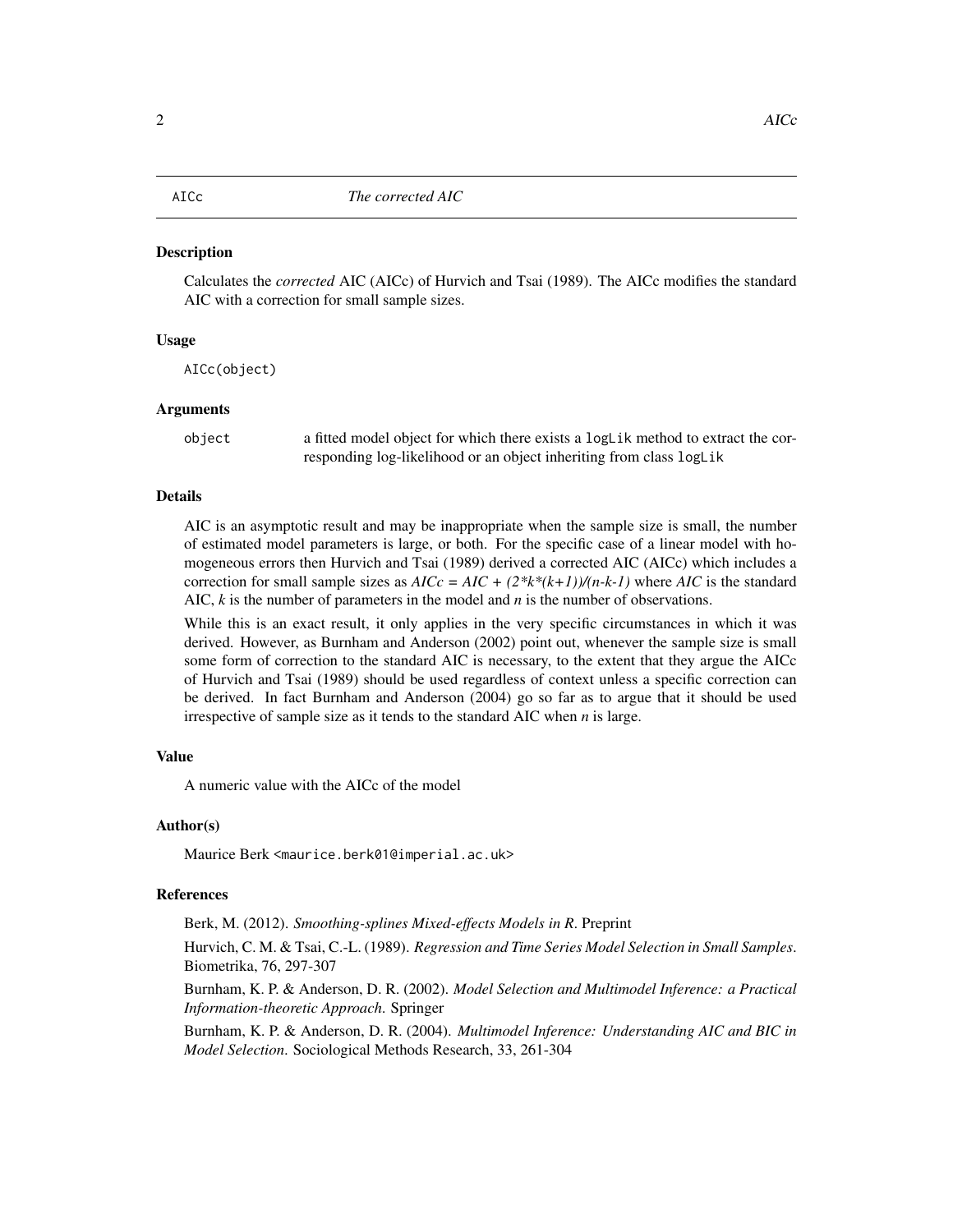# AICc — *The corrected AIC*

## Description

Calculates the *corrected* AIC (AICc) of Hurvich and Tsai (1989). The AICc modifies the standard AIC with a correction for small sample sizes.

## Usage

```
AICc(object)
```

## Arguments

| | |
|---|---|
| `object` | a fitted model object for which there exists a `logLik` method to extract the corresponding log-likelihood or an object inheriting from class `logLik` |

## Details

AIC is an asymptotic result and may be inappropriate when the sample size is small, the number of estimated model parameters is large, or both. For the specific case of a linear model with homogeneous errors then Hurvich and Tsai (1989) derived a corrected AIC (AICc) which includes a correction for small sample sizes as $AICc = AIC + (2*k*(k+1))/(n-k-1)$ where $AIC$ is the standard AIC, $k$ is the number of parameters in the model and $n$ is the number of observations.

While this is an exact result, it only applies in the very specific circumstances in which it was derived. However, as Burnham and Anderson (2002) point out, whenever the sample size is small some form of correction to the standard AIC is necessary, to the extent that they argue the AICc of Hurvich and Tsai (1989) should be used regardless of context unless a specific correction can be derived. In fact Burnham and Anderson (2004) go so far as to argue that it should be used irrespective of sample size as it tends to the standard AIC when $n$ is large.

## Value

A numeric value with the AICc of the model

## Author(s)

Maurice Berk <maurice.berk01@imperial.ac.uk>

## References

Berk, M. (2012). *Smoothing-splines Mixed-effects Models in R*. Preprint

Hurvich, C. M. & Tsai, C.-L. (1989). *Regression and Time Series Model Selection in Small Samples*. Biometrika, 76, 297-307

Burnham, K. P. & Anderson, D. R. (2002). *Model Selection and Multimodel Inference: a Practical Information-theoretic Approach*. Springer

Burnham, K. P. & Anderson, D. R. (2004). *Multimodel Inference: Understanding AIC and BIC in Model Selection*. Sociological Methods Research, 33, 261-304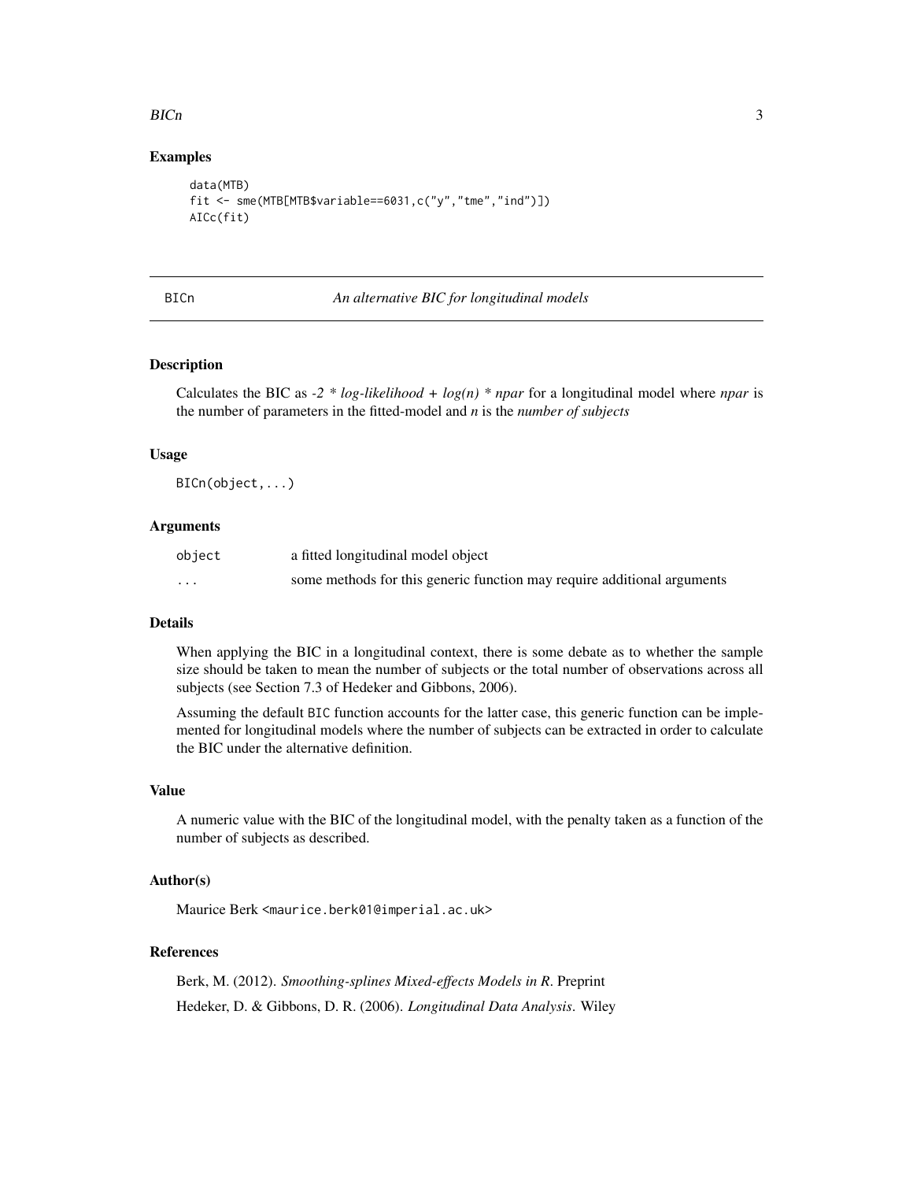## Examples

```
data(MTB)
fit <- sme(MTB[MTB$variable==6031,c("y","tme","ind")])
AICc(fit)
```

# BICn — *An alternative BIC for longitudinal models*

## Description

Calculates the BIC as *-2 * log-likelihood + log(n) * npar* for a longitudinal model where *npar* is the number of parameters in the fitted-model and *n* is the *number of subjects*

## Usage

```
BICn(object,...)
```

## Arguments

| | |
|---|---|
| object | a fitted longitudinal model object |
| ... | some methods for this generic function may require additional arguments |

## Details

When applying the BIC in a longitudinal context, there is some debate as to whether the sample size should be taken to mean the number of subjects or the total number of observations across all subjects (see Section 7.3 of Hedeker and Gibbons, 2006).

Assuming the default BIC function accounts for the latter case, this generic function can be implemented for longitudinal models where the number of subjects can be extracted in order to calculate the BIC under the alternative definition.

## Value

A numeric value with the BIC of the longitudinal model, with the penalty taken as a function of the number of subjects as described.

## Author(s)

Maurice Berk <maurice.berk01@imperial.ac.uk>

## References

Berk, M. (2012). *Smoothing-splines Mixed-effects Models in R*. Preprint

Hedeker, D. & Gibbons, D. R. (2006). *Longitudinal Data Analysis*. Wiley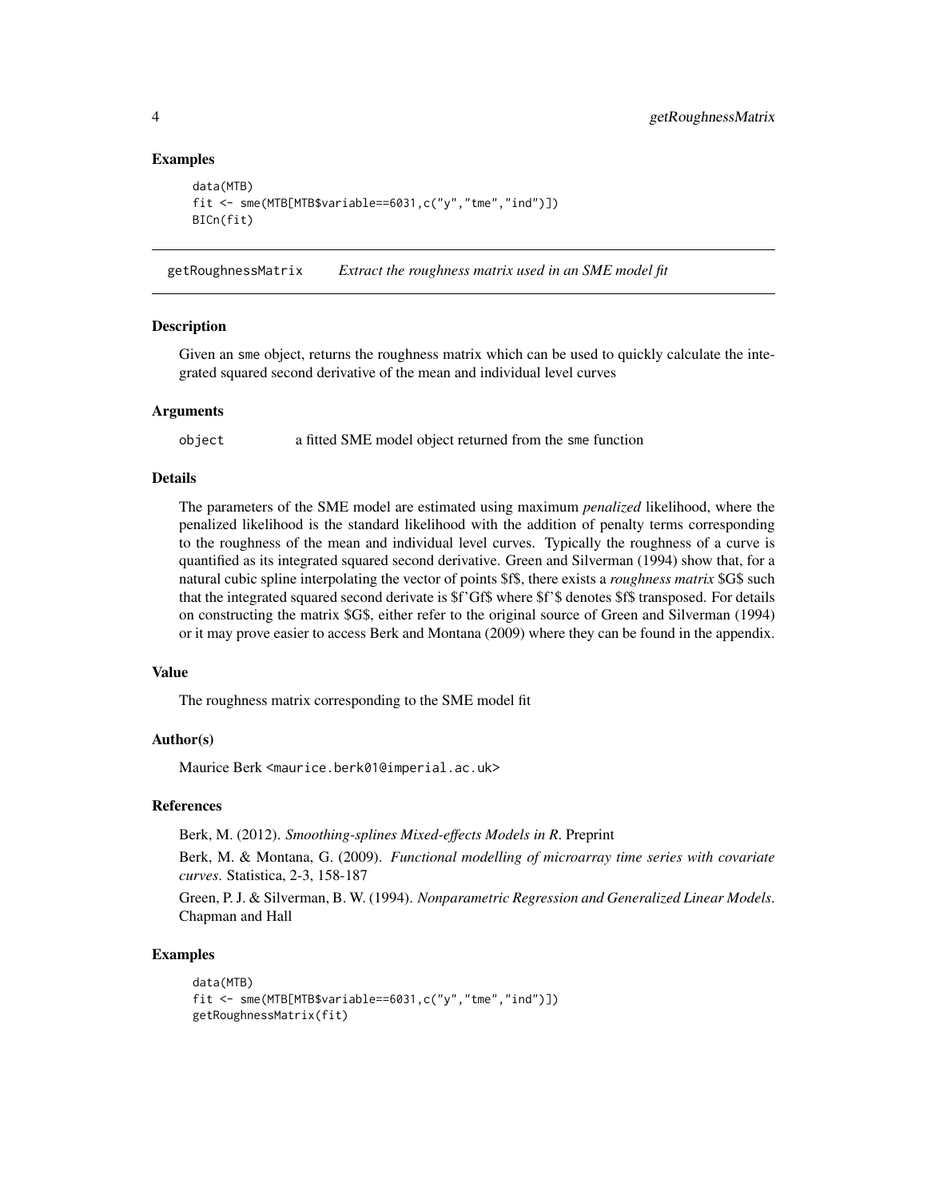### Examples

```
data(MTB)
fit <- sme(MTB[MTB$variable==6031,c("y","tme","ind")])
BICn(fit)
```

---

## getRoughnessMatrix &nbsp;&nbsp;&nbsp; *Extract the roughness matrix used in an SME model fit*

### Description

Given an sme object, returns the roughness matrix which can be used to quickly calculate the integrated squared second derivative of the mean and individual level curves

### Arguments

object &nbsp;&nbsp;&nbsp; a fitted SME model object returned from the sme function

### Details

The parameters of the SME model are estimated using maximum *penalized* likelihood, where the penalized likelihood is the standard likelihood with the addition of penalty terms corresponding to the roughness of the mean and individual level curves. Typically the roughness of a curve is quantified as its integrated squared second derivative. Green and Silverman (1994) show that, for a natural cubic spline interpolating the vector of points $f$, there exists a *roughness matrix* $G$ such that the integrated squared second derivate is $f'Gf$ where $f'$ denotes $f$ transposed. For details on constructing the matrix $G$, either refer to the original source of Green and Silverman (1994) or it may prove easier to access Berk and Montana (2009) where they can be found in the appendix.

### Value

The roughness matrix corresponding to the SME model fit

### Author(s)

Maurice Berk <maurice.berk01@imperial.ac.uk>

### References

Berk, M. (2012). *Smoothing-splines Mixed-effects Models in R*. Preprint

Berk, M. & Montana, G. (2009). *Functional modelling of microarray time series with covariate curves*. Statistica, 2-3, 158-187

Green, P. J. & Silverman, B. W. (1994). *Nonparametric Regression and Generalized Linear Models*. Chapman and Hall

### Examples

```
data(MTB)
fit <- sme(MTB[MTB$variable==6031,c("y","tme","ind")])
getRoughnessMatrix(fit)
```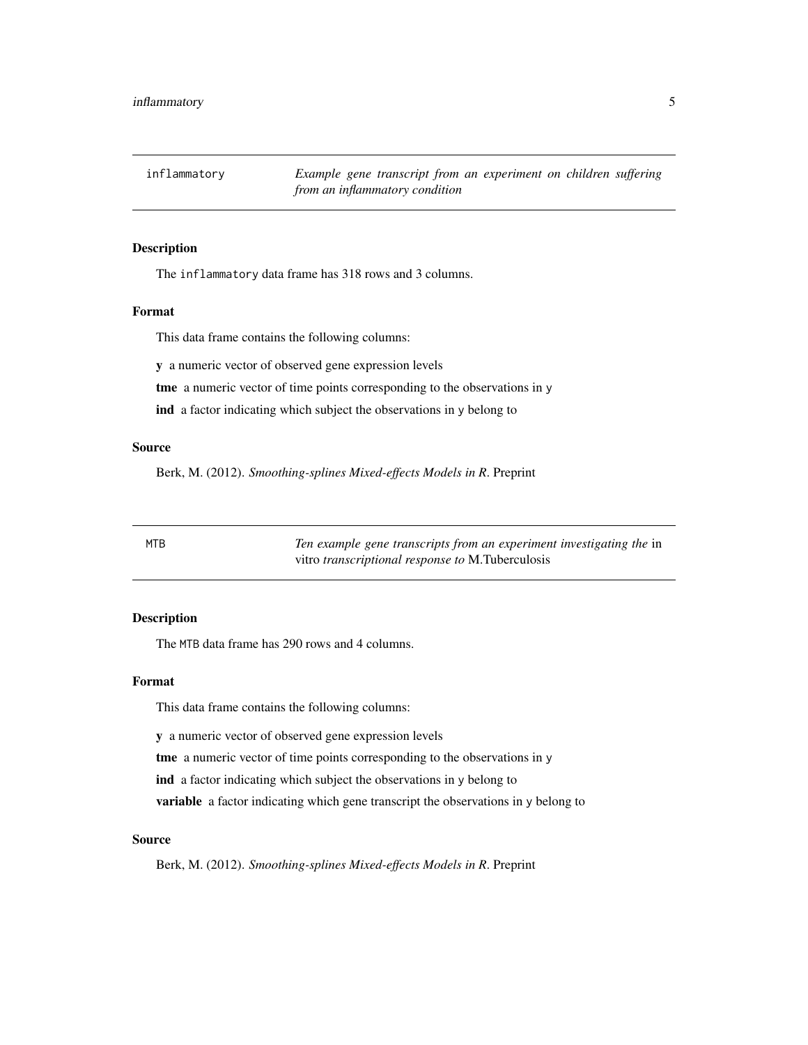## inflammatory — *Example gene transcript from an experiment on children suffering from an inflammatory condition*

### Description

The `inflammatory` data frame has 318 rows and 3 columns.

### Format

This data frame contains the following columns:

**y** a numeric vector of observed gene expression levels

**tme** a numeric vector of time points corresponding to the observations in `y`

**ind** a factor indicating which subject the observations in `y` belong to

### Source

Berk, M. (2012). *Smoothing-splines Mixed-effects Models in R*. Preprint

## MTB — *Ten example gene transcripts from an experiment investigating the* in vitro *transcriptional response to* M.Tuberculosis

### Description

The `MTB` data frame has 290 rows and 4 columns.

### Format

This data frame contains the following columns:

**y** a numeric vector of observed gene expression levels

**tme** a numeric vector of time points corresponding to the observations in `y`

**ind** a factor indicating which subject the observations in `y` belong to

**variable** a factor indicating which gene transcript the observations in `y` belong to

### Source

Berk, M. (2012). *Smoothing-splines Mixed-effects Models in R*. Preprint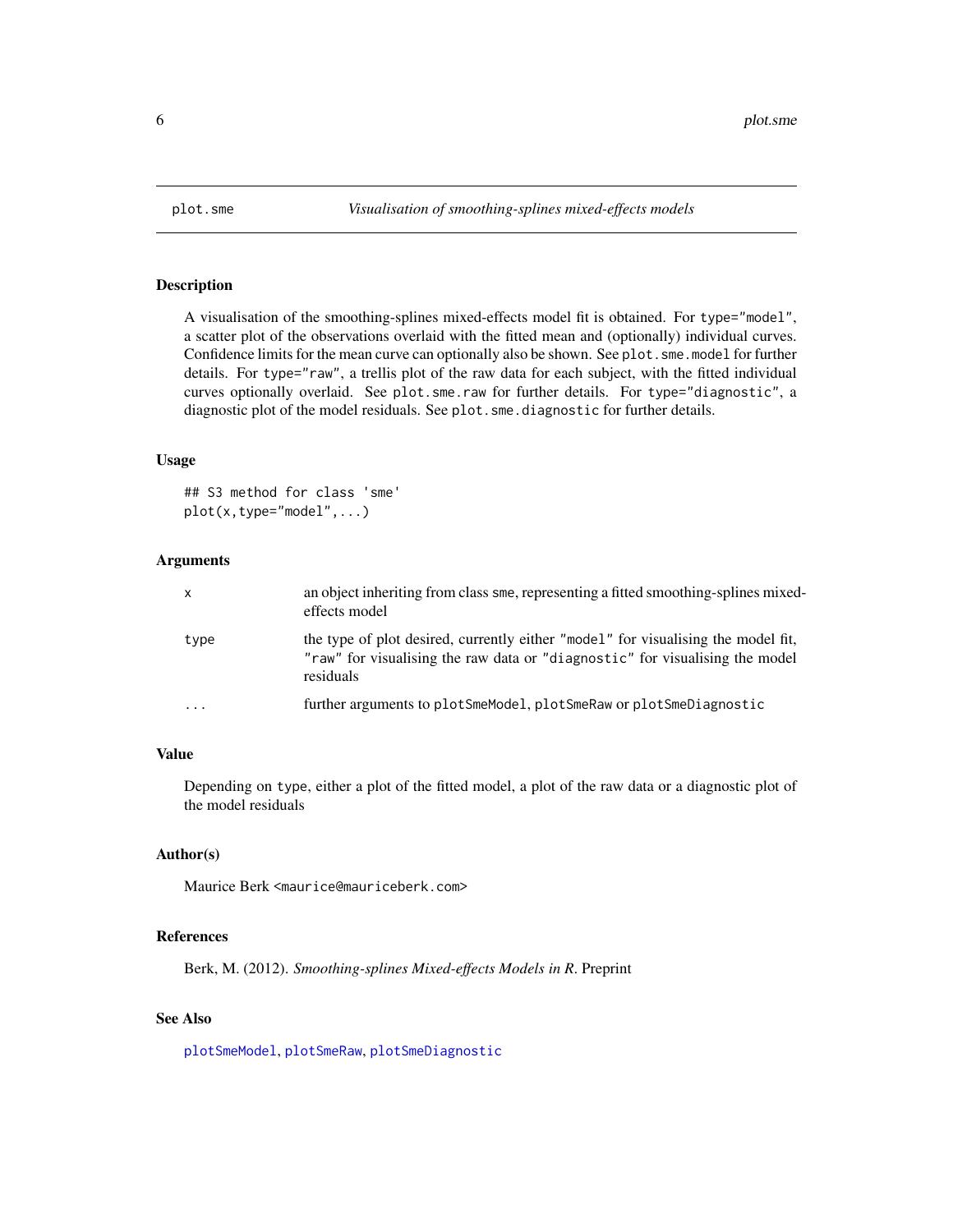plot.sme — *Visualisation of smoothing-splines mixed-effects models*

## Description

A visualisation of the smoothing-splines mixed-effects model fit is obtained. For `type="model"`, a scatter plot of the observations overlaid with the fitted mean and (optionally) individual curves. Confidence limits for the mean curve can optionally also be shown. See `plot.sme.model` for further details. For `type="raw"`, a trellis plot of the raw data for each subject, with the fitted individual curves optionally overlaid. See `plot.sme.raw` for further details. For `type="diagnostic"`, a diagnostic plot of the model residuals. See `plot.sme.diagnostic` for further details.

## Usage

```
## S3 method for class 'sme'
plot(x,type="model",...)
```

## Arguments

| | |
|---|---|
| `x` | an object inheriting from class `sme`, representing a fitted smoothing-splines mixed-effects model |
| `type` | the type of plot desired, currently either `"model"` for visualising the model fit, `"raw"` for visualising the raw data or `"diagnostic"` for visualising the model residuals |
| `...` | further arguments to `plotSmeModel`, `plotSmeRaw` or `plotSmeDiagnostic` |

## Value

Depending on `type`, either a plot of the fitted model, a plot of the raw data or a diagnostic plot of the model residuals

## Author(s)

Maurice Berk <maurice@mauriceberk.com>

## References

Berk, M. (2012). *Smoothing-splines Mixed-effects Models in R*. Preprint

## See Also

`plotSmeModel`, `plotSmeRaw`, `plotSmeDiagnostic`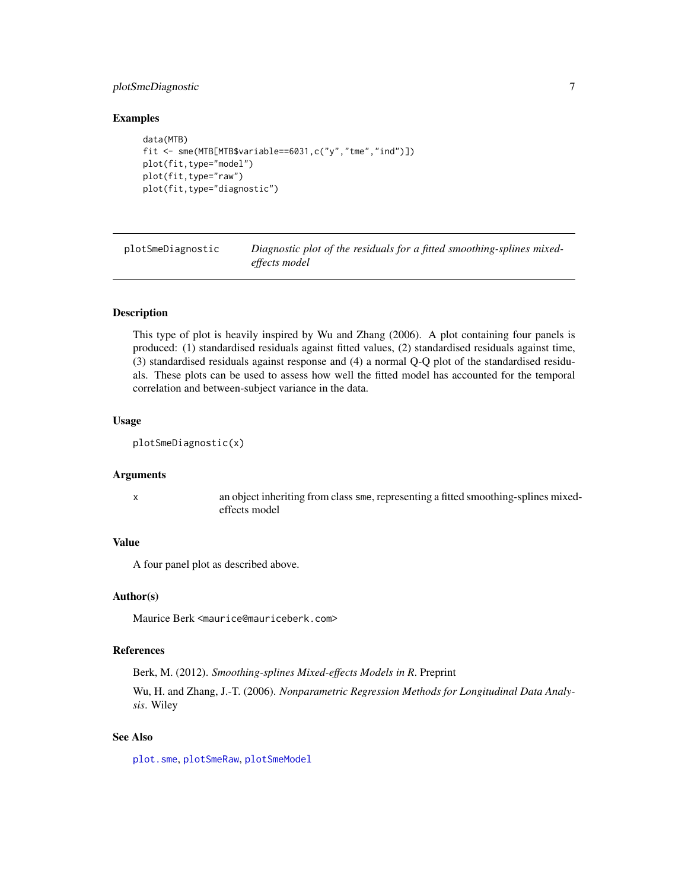### Examples

```
data(MTB)
fit <- sme(MTB[MTB$variable==6031,c("y","tme","ind")])
plot(fit,type="model")
plot(fit,type="raw")
plot(fit,type="diagnostic")
```

---

## plotSmeDiagnostic — *Diagnostic plot of the residuals for a fitted smoothing-splines mixed-effects model*

---

### Description

This type of plot is heavily inspired by Wu and Zhang (2006). A plot containing four panels is produced: (1) standardised residuals against fitted values, (2) standardised residuals against time, (3) standardised residuals against response and (4) a normal Q-Q plot of the standardised residuals. These plots can be used to assess how well the fitted model has accounted for the temporal correlation and between-subject variance in the data.

### Usage

```
plotSmeDiagnostic(x)
```

### Arguments

| | |
|---|---|
| `x` | an object inheriting from class `sme`, representing a fitted smoothing-splines mixed-effects model |

### Value

A four panel plot as described above.

### Author(s)

Maurice Berk <maurice@mauriceberk.com>

### References

Berk, M. (2012). *Smoothing-splines Mixed-effects Models in R*. Preprint

Wu, H. and Zhang, J.-T. (2006). *Nonparametric Regression Methods for Longitudinal Data Analysis*. Wiley

### See Also

`plot.sme`, `plotSmeRaw`, `plotSmeModel`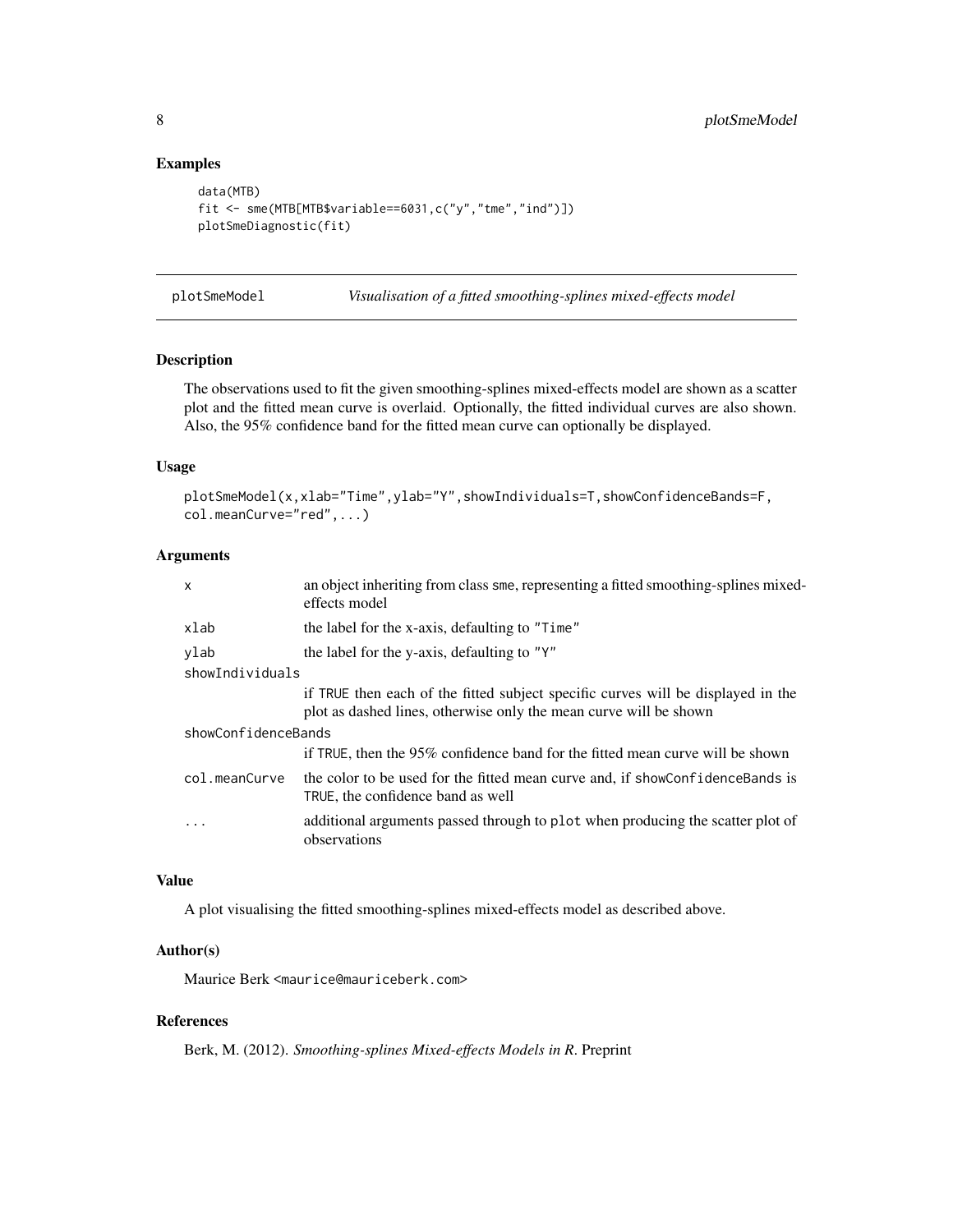## Examples

```
data(MTB)
fit <- sme(MTB[MTB$variable==6031,c("y","tme","ind")])
plotSmeDiagnostic(fit)
```

---

# plotSmeModel — *Visualisation of a fitted smoothing-splines mixed-effects model*

## Description

The observations used to fit the given smoothing-splines mixed-effects model are shown as a scatter plot and the fitted mean curve is overlaid. Optionally, the fitted individual curves are also shown. Also, the 95% confidence band for the fitted mean curve can optionally be displayed.

## Usage

```
plotSmeModel(x,xlab="Time",ylab="Y",showIndividuals=T,showConfidenceBands=F,
col.meanCurve="red",...)
```

## Arguments

| | |
|---|---|
| `x` | an object inheriting from class `sme`, representing a fitted smoothing-splines mixed-effects model |
| `xlab` | the label for the x-axis, defaulting to `"Time"` |
| `ylab` | the label for the y-axis, defaulting to `"Y"` |
| `showIndividuals` | if `TRUE` then each of the fitted subject specific curves will be displayed in the plot as dashed lines, otherwise only the mean curve will be shown |
| `showConfidenceBands` | if `TRUE`, then the 95% confidence band for the fitted mean curve will be shown |
| `col.meanCurve` | the color to be used for the fitted mean curve and, if `showConfidenceBands` is `TRUE`, the confidence band as well |
| `...` | additional arguments passed through to `plot` when producing the scatter plot of observations |

## Value

A plot visualising the fitted smoothing-splines mixed-effects model as described above.

## Author(s)

Maurice Berk <maurice@mauriceberk.com>

## References

Berk, M. (2012). *Smoothing-splines Mixed-effects Models in R*. Preprint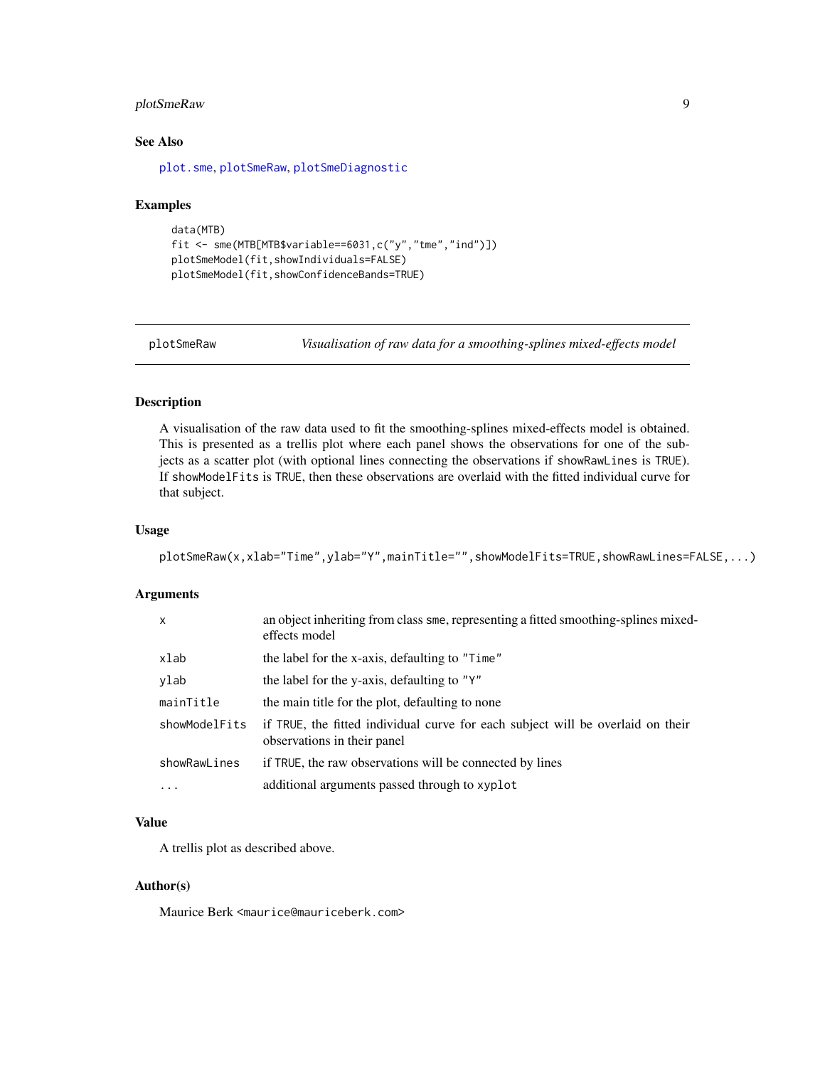### See Also

plot.sme, plotSmeRaw, plotSmeDiagnostic

### Examples

```
data(MTB)
fit <- sme(MTB[MTB$variable==6031,c("y","tme","ind")])
plotSmeModel(fit,showIndividuals=FALSE)
plotSmeModel(fit,showConfidenceBands=TRUE)
```

---

## plotSmeRaw — *Visualisation of raw data for a smoothing-splines mixed-effects model*

---

### Description

A visualisation of the raw data used to fit the smoothing-splines mixed-effects model is obtained. This is presented as a trellis plot where each panel shows the observations for one of the subjects as a scatter plot (with optional lines connecting the observations if `showRawLines` is `TRUE`). If `showModelFits` is `TRUE`, then these observations are overlaid with the fitted individual curve for that subject.

### Usage

```
plotSmeRaw(x,xlab="Time",ylab="Y",mainTitle="",showModelFits=TRUE,showRawLines=FALSE,...)
```

### Arguments

| | |
|---|---|
| `x` | an object inheriting from class `sme`, representing a fitted smoothing-splines mixed-effects model |
| `xlab` | the label for the x-axis, defaulting to `"Time"` |
| `ylab` | the label for the y-axis, defaulting to `"Y"` |
| `mainTitle` | the main title for the plot, defaulting to none |
| `showModelFits` | if `TRUE`, the fitted individual curve for each subject will be overlaid on their observations in their panel |
| `showRawLines` | if `TRUE`, the raw observations will be connected by lines |
| `...` | additional arguments passed through to `xyplot` |

### Value

A trellis plot as described above.

### Author(s)

Maurice Berk <maurice@mauriceberk.com>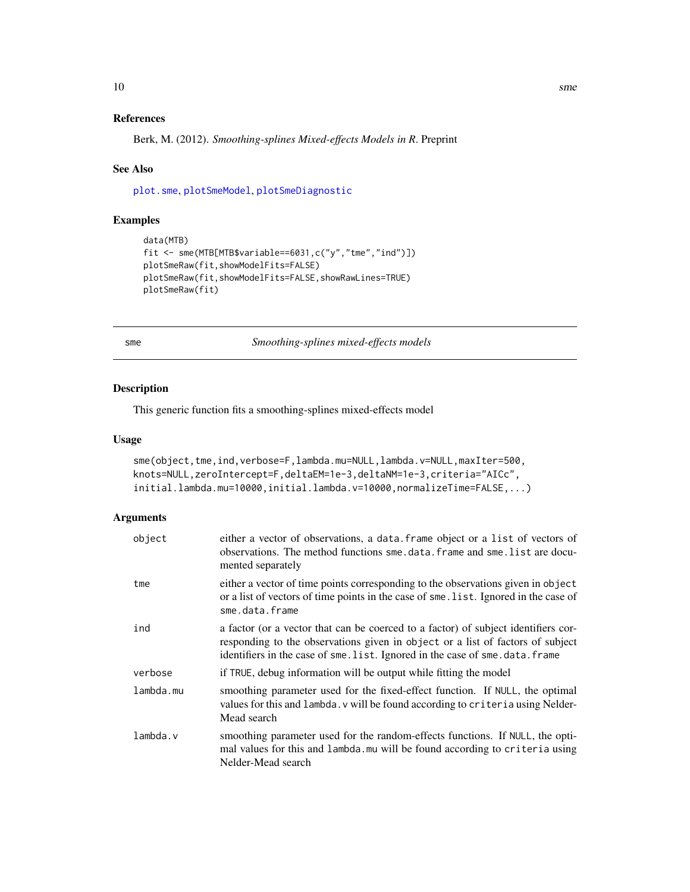## References

Berk, M. (2012). *Smoothing-splines Mixed-effects Models in R*. Preprint

## See Also

plot.sme, plotSmeModel, plotSmeDiagnostic

## Examples

```
data(MTB)
fit <- sme(MTB[MTB$variable==6031,c("y","tme","ind")])
plotSmeRaw(fit,showModelFits=FALSE)
plotSmeRaw(fit,showModelFits=FALSE,showRawLines=TRUE)
plotSmeRaw(fit)
```

---

# sme — *Smoothing-splines mixed-effects models*

## Description

This generic function fits a smoothing-splines mixed-effects model

## Usage

```
sme(object,tme,ind,verbose=F,lambda.mu=NULL,lambda.v=NULL,maxIter=500,
knots=NULL,zeroIntercept=F,deltaEM=1e-3,deltaNM=1e-3,criteria="AICc",
initial.lambda.mu=10000,initial.lambda.v=10000,normalizeTime=FALSE,...)
```

## Arguments

| | |
|---|---|
| `object` | either a vector of observations, a `data.frame` object or a `list` of vectors of observations. The method functions `sme.data.frame` and `sme.list` are documented separately |
| `tme` | either a vector of time points corresponding to the observations given in `object` or a list of vectors of time points in the case of `sme.list`. Ignored in the case of `sme.data.frame` |
| `ind` | a factor (or a vector that can be coerced to a factor) of subject identifiers corresponding to the observations given in `object` or a list of factors of subject identifiers in the case of `sme.list`. Ignored in the case of `sme.data.frame` |
| `verbose` | if `TRUE`, debug information will be output while fitting the model |
| `lambda.mu` | smoothing parameter used for the fixed-effect function. If `NULL`, the optimal values for this and `lambda.v` will be found according to `criteria` using Nelder-Mead search |
| `lambda.v` | smoothing parameter used for the random-effects functions. If `NULL`, the optimal values for this and `lambda.mu` will be found according to `criteria` using Nelder-Mead search |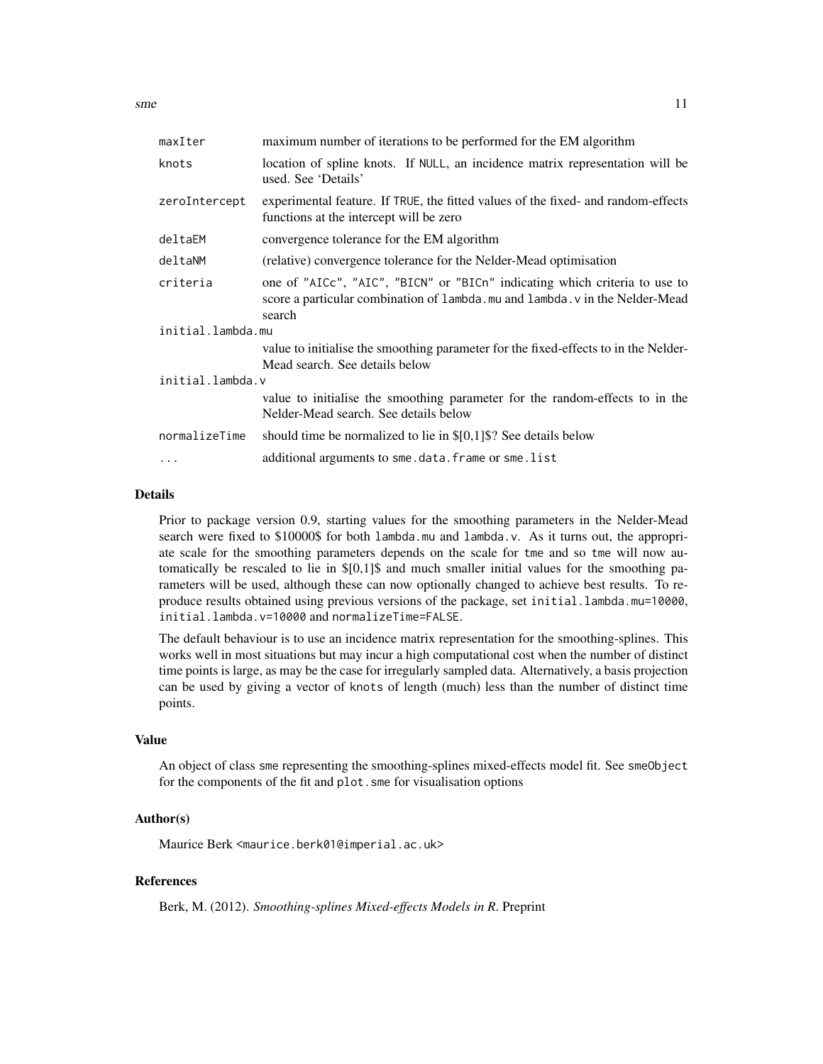| | |
|---|---|
| maxIter | maximum number of iterations to be performed for the EM algorithm |
| knots | location of spline knots. If NULL, an incidence matrix representation will be used. See 'Details' |
| zeroIntercept | experimental feature. If TRUE, the fitted values of the fixed- and random-effects functions at the intercept will be zero |
| deltaEM | convergence tolerance for the EM algorithm |
| deltaNM | (relative) convergence tolerance for the Nelder-Mead optimisation |
| criteria | one of "AICc", "AIC", "BICN" or "BICn" indicating which criteria to use to score a particular combination of lambda.mu and lambda.v in the Nelder-Mead search |
| initial.lambda.mu | value to initialise the smoothing parameter for the fixed-effects to in the Nelder-Mead search. See details below |
| initial.lambda.v | value to initialise the smoothing parameter for the random-effects to in the Nelder-Mead search. See details below |
| normalizeTime | should time be normalized to lie in \$[0,1]\$? See details below |
| ... | additional arguments to sme.data.frame or sme.list |

### Details

Prior to package version 0.9, starting values for the smoothing parameters in the Nelder-Mead search were fixed to \$10000\$ for both lambda.mu and lambda.v. As it turns out, the appropriate scale for the smoothing parameters depends on the scale for tme and so tme will now automatically be rescaled to lie in \$[0,1]\$ and much smaller initial values for the smoothing parameters will be used, although these can now optionally changed to achieve best results. To reproduce results obtained using previous versions of the package, set initial.lambda.mu=10000, initial.lambda.v=10000 and normalizeTime=FALSE.

The default behaviour is to use an incidence matrix representation for the smoothing-splines. This works well in most situations but may incur a high computational cost when the number of distinct time points is large, as may be the case for irregularly sampled data. Alternatively, a basis projection can be used by giving a vector of knots of length (much) less than the number of distinct time points.

### Value

An object of class sme representing the smoothing-splines mixed-effects model fit. See smeObject for the components of the fit and plot.sme for visualisation options

### Author(s)

Maurice Berk <maurice.berk01@imperial.ac.uk>

### References

Berk, M. (2012). *Smoothing-splines Mixed-effects Models in R*. Preprint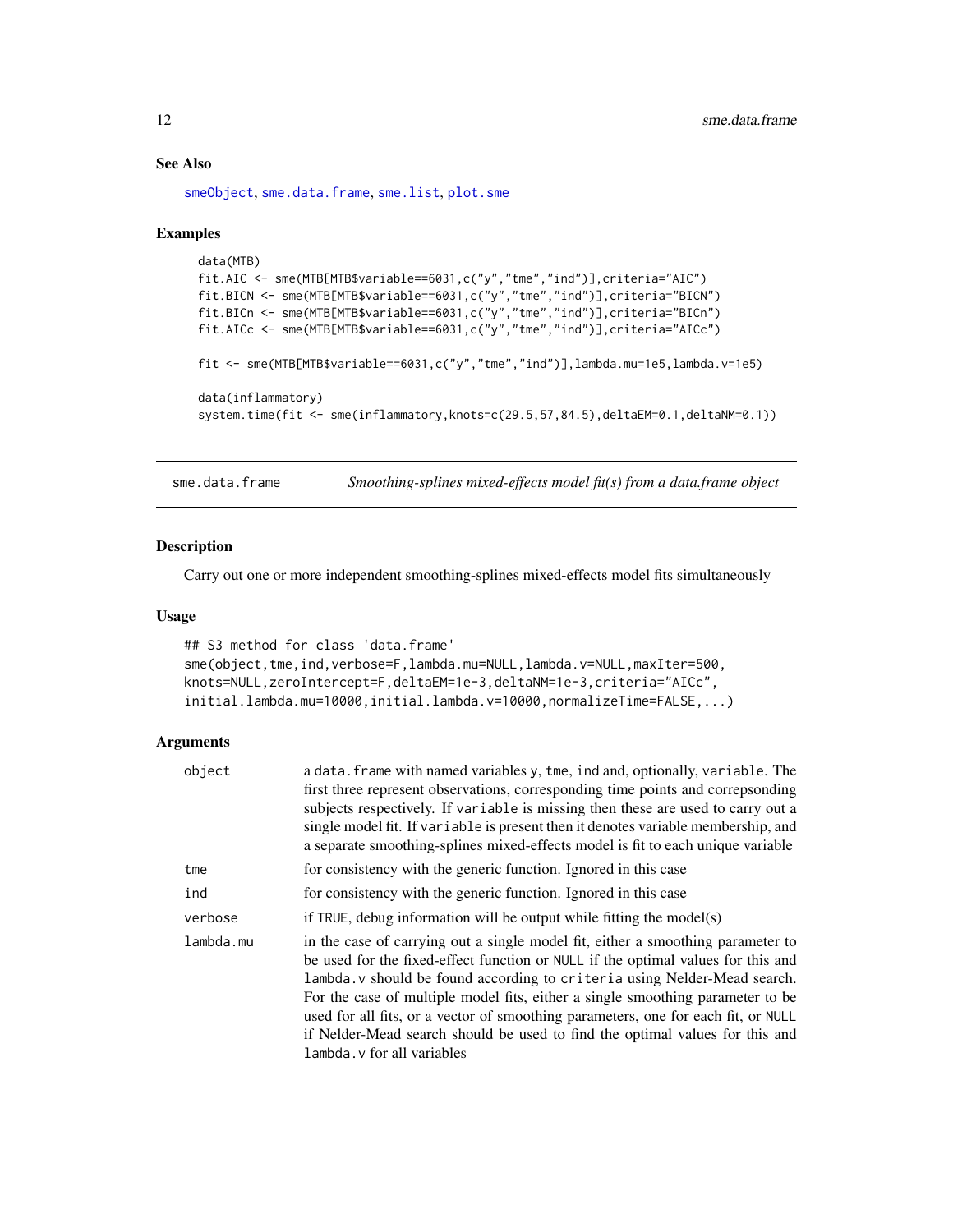### See Also

smeObject, sme.data.frame, sme.list, plot.sme

### Examples

```
data(MTB)
fit.AIC <- sme(MTB[MTB$variable==6031,c("y","tme","ind")],criteria="AIC")
fit.BICN <- sme(MTB[MTB$variable==6031,c("y","tme","ind")],criteria="BICN")
fit.BICn <- sme(MTB[MTB$variable==6031,c("y","tme","ind")],criteria="BICn")
fit.AICc <- sme(MTB[MTB$variable==6031,c("y","tme","ind")],criteria="AICc")

fit <- sme(MTB[MTB$variable==6031,c("y","tme","ind")],lambda.mu=1e5,lambda.v=1e5)

data(inflammatory)
system.time(fit <- sme(inflammatory,knots=c(29.5,57,84.5),deltaEM=0.1,deltaNM=0.1))
```

---

## sme.data.frame — *Smoothing-splines mixed-effects model fit(s) from a data.frame object*

### Description

Carry out one or more independent smoothing-splines mixed-effects model fits simultaneously

### Usage

```
## S3 method for class 'data.frame'
sme(object,tme,ind,verbose=F,lambda.mu=NULL,lambda.v=NULL,maxIter=500,
knots=NULL,zeroIntercept=F,deltaEM=1e-3,deltaNM=1e-3,criteria="AICc",
initial.lambda.mu=10000,initial.lambda.v=10000,normalizeTime=FALSE,...)
```

### Arguments

| | |
|---|---|
| `object` | a `data.frame` with named variables `y`, `tme`, `ind` and, optionally, `variable`. The first three represent observations, corresponding time points and correpsonding subjects respectively. If `variable` is missing then these are used to carry out a single model fit. If `variable` is present then it denotes variable membership, and a separate smoothing-splines mixed-effects model is fit to each unique variable |
| `tme` | for consistency with the generic function. Ignored in this case |
| `ind` | for consistency with the generic function. Ignored in this case |
| `verbose` | if `TRUE`, debug information will be output while fitting the model(s) |
| `lambda.mu` | in the case of carrying out a single model fit, either a smoothing parameter to be used for the fixed-effect function or `NULL` if the optimal values for this and `lambda.v` should be found according to `criteria` using Nelder-Mead search. For the case of multiple model fits, either a single smoothing parameter to be used for all fits, or a vector of smoothing parameters, one for each fit, or `NULL` if Nelder-Mead search should be used to find the optimal values for this and `lambda.v` for all variables |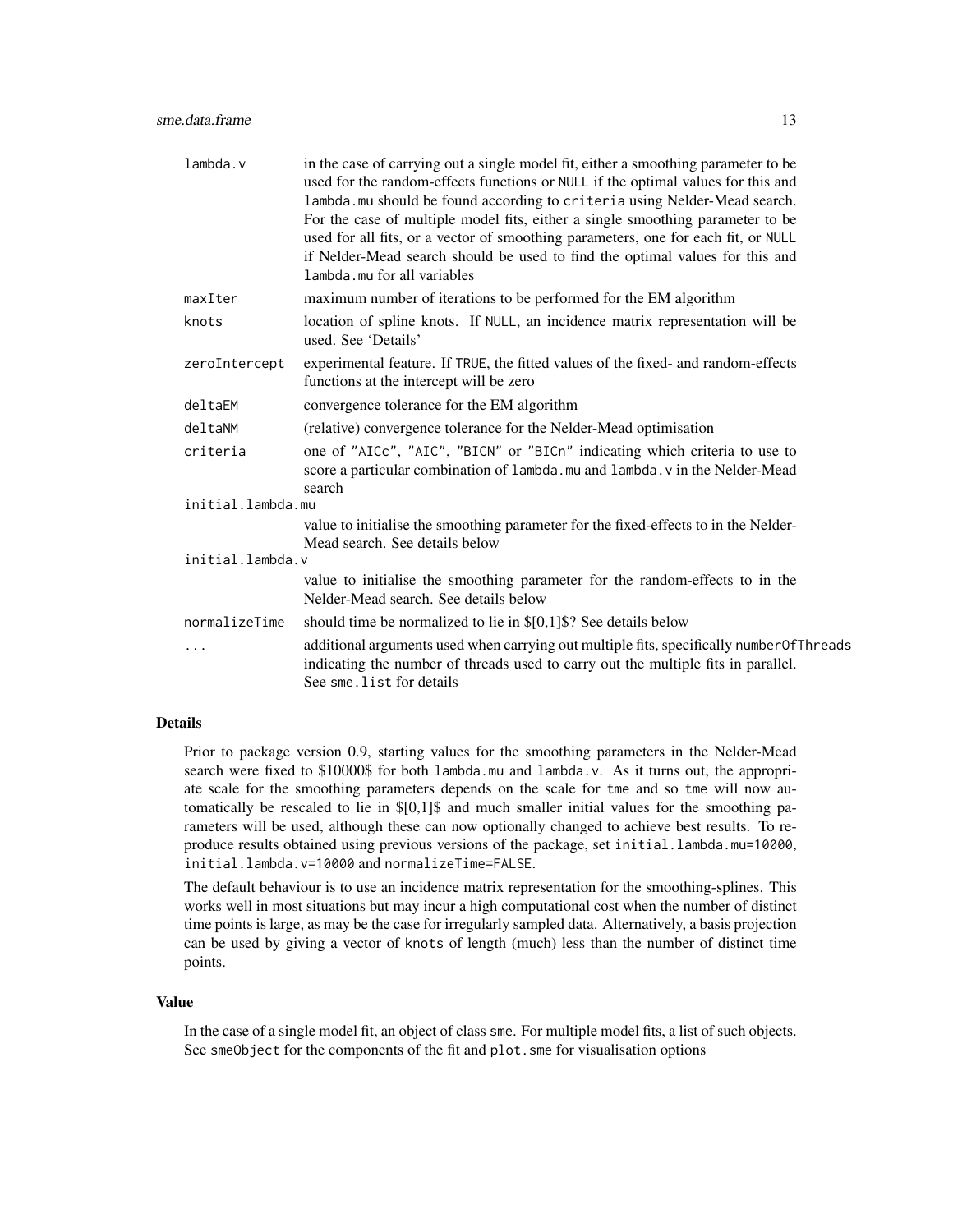| | |
|---|---|
| `lambda.v` | in the case of carrying out a single model fit, either a smoothing parameter to be used for the random-effects functions or `NULL` if the optimal values for this and `lambda.mu` should be found according to `criteria` using Nelder-Mead search. For the case of multiple model fits, either a single smoothing parameter to be used for all fits, or a vector of smoothing parameters, one for each fit, or `NULL` if Nelder-Mead search should be used to find the optimal values for this and `lambda.mu` for all variables |
| `maxIter` | maximum number of iterations to be performed for the EM algorithm |
| `knots` | location of spline knots. If `NULL`, an incidence matrix representation will be used. See 'Details' |
| `zeroIntercept` | experimental feature. If `TRUE`, the fitted values of the fixed- and random-effects functions at the intercept will be zero |
| `deltaEM` | convergence tolerance for the EM algorithm |
| `deltaNM` | (relative) convergence tolerance for the Nelder-Mead optimisation |
| `criteria` | one of `"AICc"`, `"AIC"`, `"BICN"` or `"BICn"` indicating which criteria to use to score a particular combination of `lambda.mu` and `lambda.v` in the Nelder-Mead search |
| `initial.lambda.mu` | value to initialise the smoothing parameter for the fixed-effects to in the Nelder-Mead search. See details below |
| `initial.lambda.v` | value to initialise the smoothing parameter for the random-effects to in the Nelder-Mead search. See details below |
| `normalizeTime` | should time be normalized to lie in $[0,1]$? See details below |
| `...` | additional arguments used when carrying out multiple fits, specifically `numberOfThreads` indicating the number of threads used to carry out the multiple fits in parallel. See `sme.list` for details |

## Details

Prior to package version 0.9, starting values for the smoothing parameters in the Nelder-Mead search were fixed to $10000$ for both `lambda.mu` and `lambda.v`. As it turns out, the appropriate scale for the smoothing parameters depends on the scale for `tme` and so `tme` will now automatically be rescaled to lie in $[0,1]$ and much smaller initial values for the smoothing parameters will be used, although these can now optionally changed to achieve best results. To reproduce results obtained using previous versions of the package, set `initial.lambda.mu=10000`, `initial.lambda.v=10000` and `normalizeTime=FALSE`.

The default behaviour is to use an incidence matrix representation for the smoothing-splines. This works well in most situations but may incur a high computational cost when the number of distinct time points is large, as may be the case for irregularly sampled data. Alternatively, a basis projection can be used by giving a vector of `knots` of length (much) less than the number of distinct time points.

## Value

In the case of a single model fit, an object of class `sme`. For multiple model fits, a list of such objects. See `smeObject` for the components of the fit and `plot.sme` for visualisation options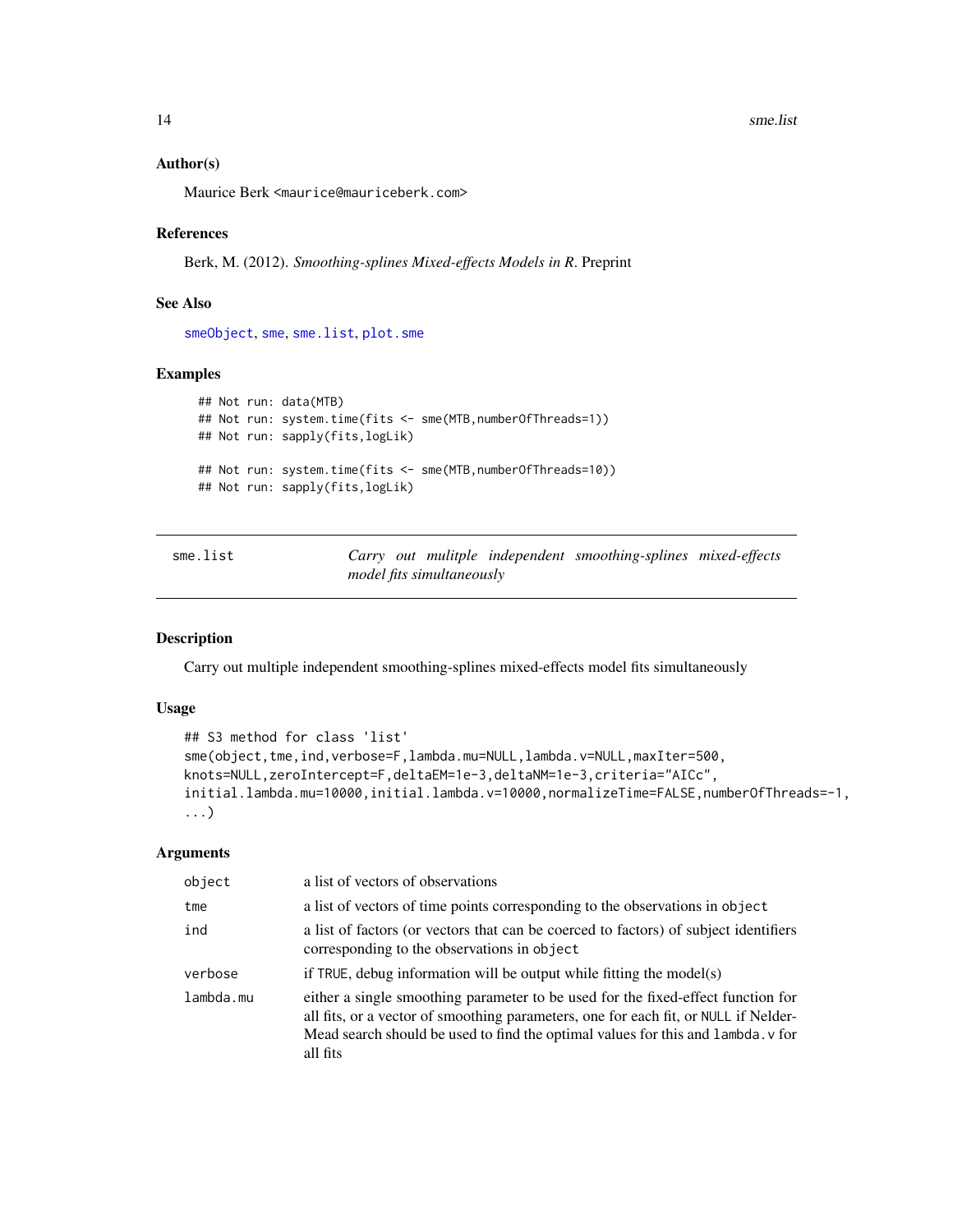### Author(s)

Maurice Berk <maurice@mauriceberk.com>

### References

Berk, M. (2012). *Smoothing-splines Mixed-effects Models in R*. Preprint

### See Also

smeObject, sme, sme.list, plot.sme

### Examples

```
## Not run: data(MTB)
## Not run: system.time(fits <- sme(MTB,numberOfThreads=1))
## Not run: sapply(fits,logLik)

## Not run: system.time(fits <- sme(MTB,numberOfThreads=10))
## Not run: sapply(fits,logLik)
```

---

## sme.list — *Carry out mulitple independent smoothing-splines mixed-effects model fits simultaneously*

---

### Description

Carry out multiple independent smoothing-splines mixed-effects model fits simultaneously

### Usage

```
## S3 method for class 'list'
sme(object,tme,ind,verbose=F,lambda.mu=NULL,lambda.v=NULL,maxIter=500,
knots=NULL,zeroIntercept=F,deltaEM=1e-3,deltaNM=1e-3,criteria="AICc",
initial.lambda.mu=10000,initial.lambda.v=10000,normalizeTime=FALSE,numberOfThreads=-1,
...)
```

### Arguments

| | |
|---|---|
| `object` | a list of vectors of observations |
| `tme` | a list of vectors of time points corresponding to the observations in `object` |
| `ind` | a list of factors (or vectors that can be coerced to factors) of subject identifiers corresponding to the observations in `object` |
| `verbose` | if `TRUE`, debug information will be output while fitting the model(s) |
| `lambda.mu` | either a single smoothing parameter to be used for the fixed-effect function for all fits, or a vector of smoothing parameters, one for each fit, or `NULL` if Nelder-Mead search should be used to find the optimal values for this and `lambda.v` for all fits |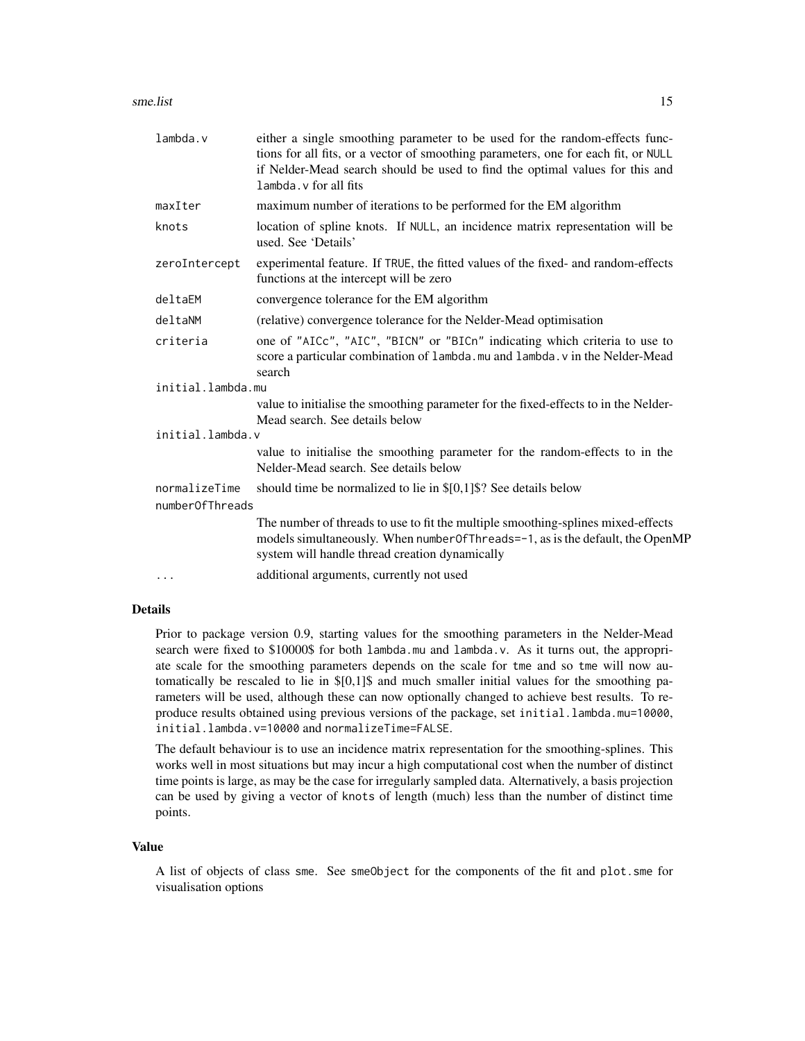| | |
|---|---|
| lambda.v | either a single smoothing parameter to be used for the random-effects functions for all fits, or a vector of smoothing parameters, one for each fit, or NULL if Nelder-Mead search should be used to find the optimal values for this and lambda.v for all fits |
| maxIter | maximum number of iterations to be performed for the EM algorithm |
| knots | location of spline knots. If NULL, an incidence matrix representation will be used. See 'Details' |
| zeroIntercept | experimental feature. If TRUE, the fitted values of the fixed- and random-effects functions at the intercept will be zero |
| deltaEM | convergence tolerance for the EM algorithm |
| deltaNM | (relative) convergence tolerance for the Nelder-Mead optimisation |
| criteria | one of "AICc", "AIC", "BICN" or "BICn" indicating which criteria to use to score a particular combination of lambda.mu and lambda.v in the Nelder-Mead search |
| initial.lambda.mu | value to initialise the smoothing parameter for the fixed-effects to in the Nelder-Mead search. See details below |
| initial.lambda.v | value to initialise the smoothing parameter for the random-effects to in the Nelder-Mead search. See details below |
| normalizeTime | should time be normalized to lie in $[0,1]$? See details below |
| numberOfThreads | The number of threads to use to fit the multiple smoothing-splines mixed-effects models simultaneously. When numberOfThreads=-1, as is the default, the OpenMP system will handle thread creation dynamically |
| ... | additional arguments, currently not used |

## Details

Prior to package version 0.9, starting values for the smoothing parameters in the Nelder-Mead search were fixed to $10000$ for both lambda.mu and lambda.v. As it turns out, the appropriate scale for the smoothing parameters depends on the scale for tme and so tme will now automatically be rescaled to lie in $[0,1]$ and much smaller initial values for the smoothing parameters will be used, although these can now optionally changed to achieve best results. To reproduce results obtained using previous versions of the package, set initial.lambda.mu=10000, initial.lambda.v=10000 and normalizeTime=FALSE.

The default behaviour is to use an incidence matrix representation for the smoothing-splines. This works well in most situations but may incur a high computational cost when the number of distinct time points is large, as may be the case for irregularly sampled data. Alternatively, a basis projection can be used by giving a vector of knots of length (much) less than the number of distinct time points.

## Value

A list of objects of class sme. See smeObject for the components of the fit and plot.sme for visualisation options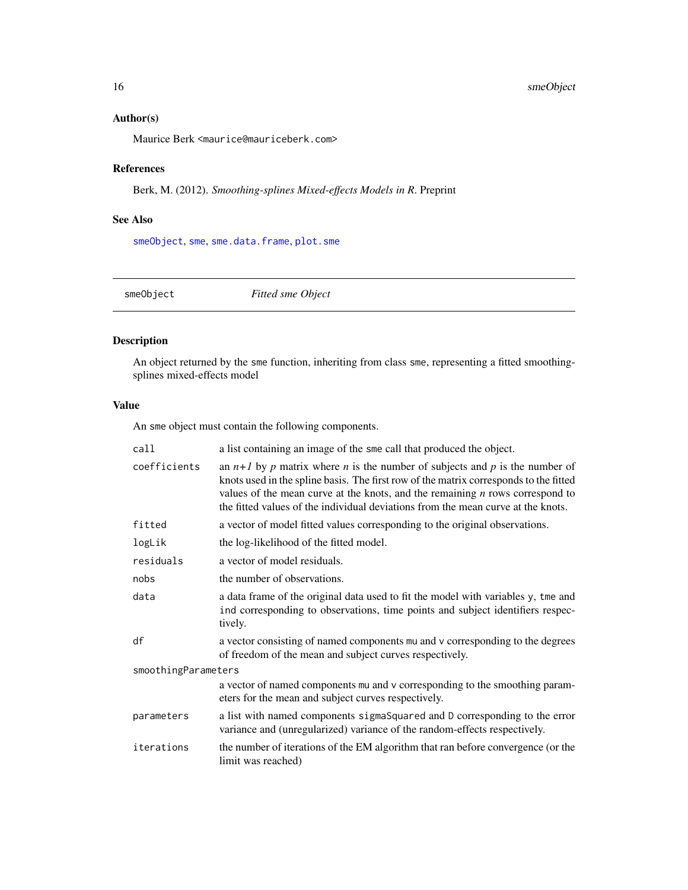## Author(s)

Maurice Berk <maurice@mauriceberk.com>

## References

Berk, M. (2012). *Smoothing-splines Mixed-effects Models in R*. Preprint

## See Also

smeObject, sme, sme.data.frame, plot.sme

---

# smeObject — *Fitted sme Object*

## Description

An object returned by the sme function, inheriting from class sme, representing a fitted smoothing-splines mixed-effects model

## Value

An sme object must contain the following components.

| | |
|---|---|
| `call` | a list containing an image of the sme call that produced the object. |
| `coefficients` | an $n+1$ by $p$ matrix where $n$ is the number of subjects and $p$ is the number of knots used in the spline basis. The first row of the matrix corresponds to the fitted values of the mean curve at the knots, and the remaining $n$ rows correspond to the fitted values of the individual deviations from the mean curve at the knots. |
| `fitted` | a vector of model fitted values corresponding to the original observations. |
| `logLik` | the log-likelihood of the fitted model. |
| `residuals` | a vector of model residuals. |
| `nobs` | the number of observations. |
| `data` | a data frame of the original data used to fit the model with variables y, tme and ind corresponding to observations, time points and subject identifiers respectively. |
| `df` | a vector consisting of named components mu and v corresponding to the degrees of freedom of the mean and subject curves respectively. |
| `smoothingParameters` | a vector of named components mu and v corresponding to the smoothing parameters for the mean and subject curves respectively. |
| `parameters` | a list with named components sigmaSquared and D corresponding to the error variance and (unregularized) variance of the random-effects respectively. |
| `iterations` | the number of iterations of the EM algorithm that ran before convergence (or the limit was reached) |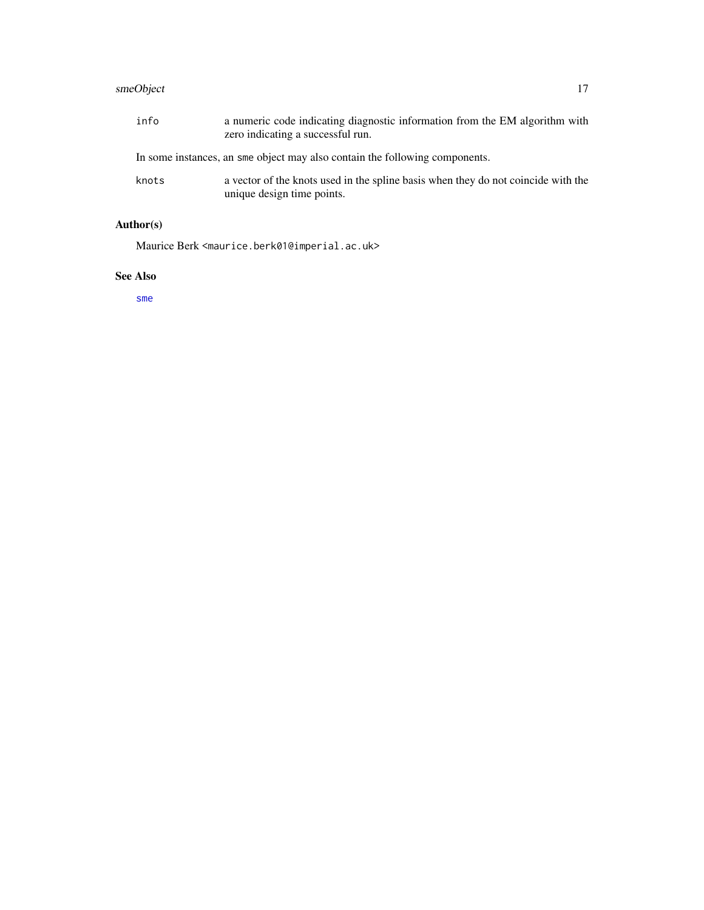`info` a numeric code indicating diagnostic information from the EM algorithm with zero indicating a successful run.

In some instances, an `sme` object may also contain the following components.

`knots` a vector of the knots used in the spline basis when they do not coincide with the unique design time points.

## Author(s)

Maurice Berk <maurice.berk01@imperial.ac.uk>

## See Also

`sme`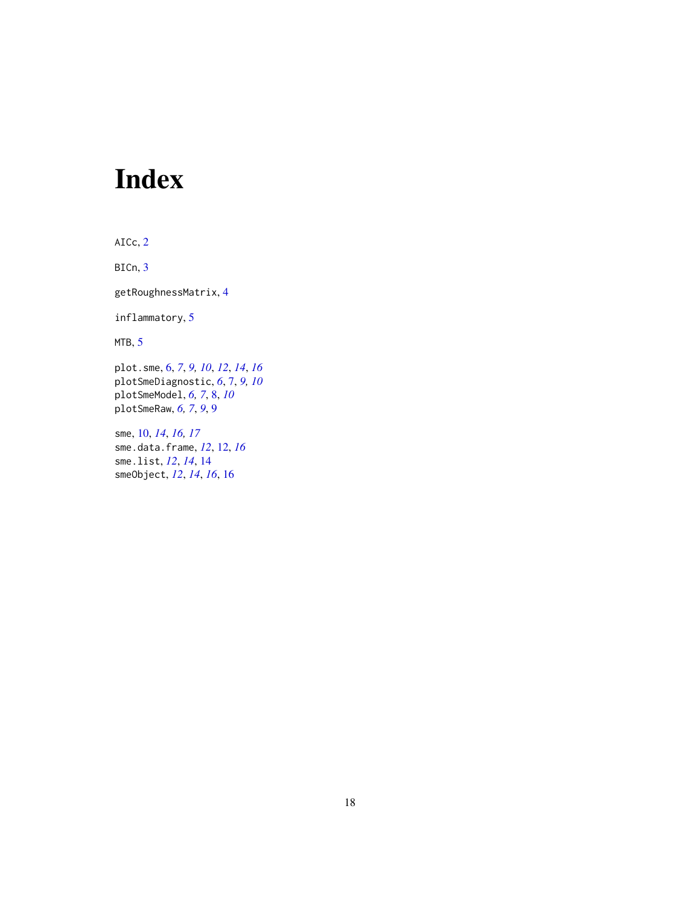# Index

AICc, 2

BICn, 3

getRoughnessMatrix, 4

inflammatory, 5

MTB, 5

plot.sme, 6, *7*, *9, 10*, *12*, *14*, *16*
plotSmeDiagnostic, *6*, 7, *9, 10*
plotSmeModel, *6, 7*, 8, *10*
plotSmeRaw, *6, 7*, *9*, 9

sme, 10, *14*, *16, 17*
sme.data.frame, *12*, 12, *16*
sme.list, *12*, *14*, 14
smeObject, *12*, *14*, *16*, 16